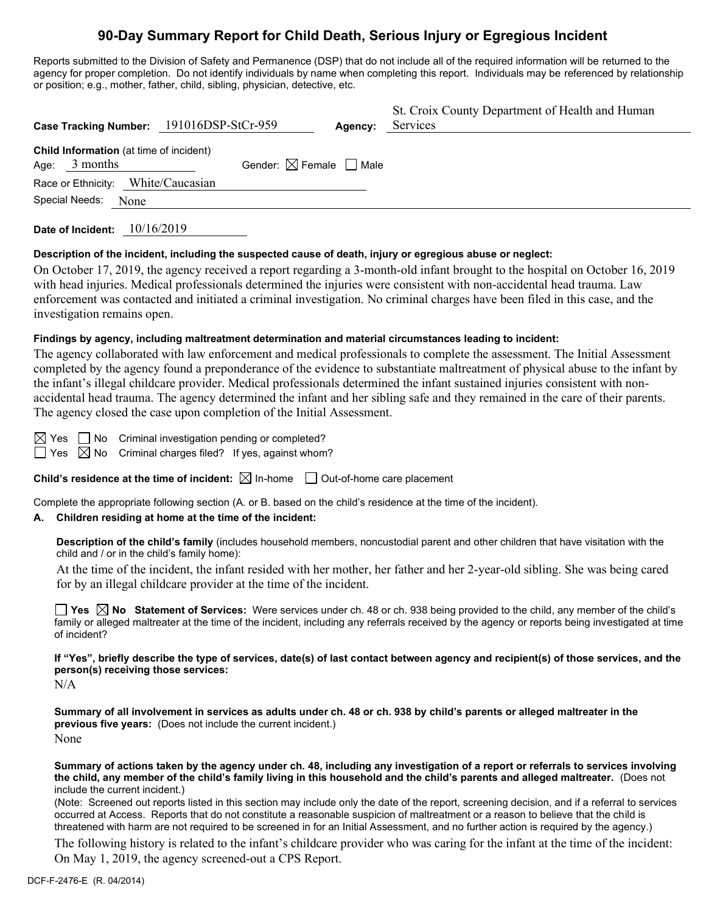# 90-Day Summary Report for Child Death, Serious Injury or Egregious Incident

Reports submitted to the Division of Safety and Permanence (DSP) that do not include all of the required information will be returned to the agency for proper completion. Do not identify individuals by name when completing this report. Individuals may be referenced by relationship or position; e.g., mother, father, child, sibling, physician, detective, etc.

**Case Tracking Number:** 191016DSP-StCr-959 **Agency:** St. Croix County Department of Health and Human Services

**Child Information** (at time of incident)

Age: 3 months Gender: ☒ Female ☐ Male

Race or Ethnicity: White/Caucasian

Special Needs: None

**Date of Incident:** 10/16/2019

**Description of the incident, including the suspected cause of death, injury or egregious abuse or neglect:**

On October 17, 2019, the agency received a report regarding a 3-month-old infant brought to the hospital on October 16, 2019 with head injuries. Medical professionals determined the injuries were consistent with non-accidental head trauma. Law enforcement was contacted and initiated a criminal investigation. No criminal charges have been filed in this case, and the investigation remains open.

**Findings by agency, including maltreatment determination and material circumstances leading to incident:**

The agency collaborated with law enforcement and medical professionals to complete the assessment. The Initial Assessment completed by the agency found a preponderance of the evidence to substantiate maltreatment of physical abuse to the infant by the infant's illegal childcare provider. Medical professionals determined the infant sustained injuries consistent with non-accidental head trauma. The agency determined the infant and her sibling safe and they remained in the care of their parents. The agency closed the case upon completion of the Initial Assessment.

☒ Yes ☐ No Criminal investigation pending or completed?

☐ Yes ☒ No Criminal charges filed? If yes, against whom?

**Child's residence at the time of incident:** ☒ In-home ☐ Out-of-home care placement

Complete the appropriate following section (A. or B. based on the child's residence at the time of the incident).

**A. Children residing at home at the time of the incident:**

**Description of the child's family** (includes household members, noncustodial parent and other children that have visitation with the child and / or in the child's family home):

At the time of the incident, the infant resided with her mother, her father and her 2-year-old sibling. She was being cared for by an illegal childcare provider at the time of the incident.

☐ **Yes** ☒ **No Statement of Services:** Were services under ch. 48 or ch. 938 being provided to the child, any member of the child's family or alleged maltreater at the time of the incident, including any referrals received by the agency or reports being investigated at time of incident?

**If "Yes", briefly describe the type of services, date(s) of last contact between agency and recipient(s) of those services, and the person(s) receiving those services:**

N/A

**Summary of all involvement in services as adults under ch. 48 or ch. 938 by child's parents or alleged maltreater in the previous five years:** (Does not include the current incident.)

None

**Summary of actions taken by the agency under ch. 48, including any investigation of a report or referrals to services involving the child, any member of the child's family living in this household and the child's parents and alleged maltreater.** (Does not include the current incident.)

(Note: Screened out reports listed in this section may include only the date of the report, screening decision, and if a referral to services occurred at Access. Reports that do not constitute a reasonable suspicion of maltreatment or a reason to believe that the child is threatened with harm are not required to be screened in for an Initial Assessment, and no further action is required by the agency.)

The following history is related to the infant's childcare provider who was caring for the infant at the time of the incident:

On May 1, 2019, the agency screened-out a CPS Report.

DCF-F-2476-E (R. 04/2014)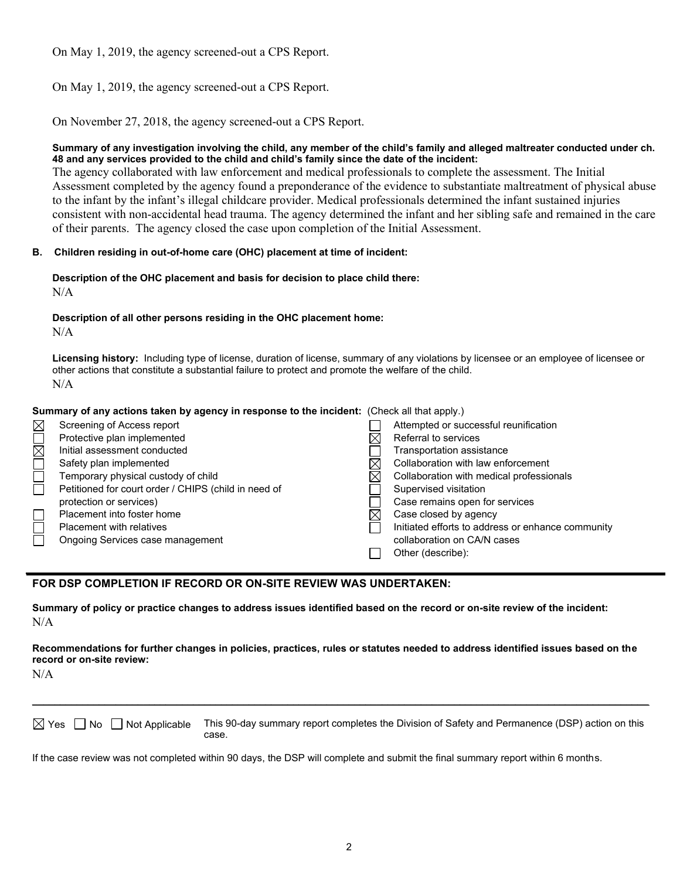On May 1, 2019, the agency screened-out a CPS Report.

On May 1, 2019, the agency screened-out a CPS Report.

On November 27, 2018, the agency screened-out a CPS Report.

**Summary of any investigation involving the child, any member of the child's family and alleged maltreater conducted under ch. 48 and any services provided to the child and child's family since the date of the incident:**

The agency collaborated with law enforcement and medical professionals to complete the assessment. The Initial Assessment completed by the agency found a preponderance of the evidence to substantiate maltreatment of physical abuse to the infant by the infant's illegal childcare provider. Medical professionals determined the infant sustained injuries consistent with non-accidental head trauma. The agency determined the infant and her sibling safe and remained in the care of their parents. The agency closed the case upon completion of the Initial Assessment.

**B. Children residing in out-of-home care (OHC) placement at time of incident:**

**Description of the OHC placement and basis for decision to place child there:**
N/A

**Description of all other persons residing in the OHC placement home:**
N/A

**Licensing history:** Including type of license, duration of license, summary of any violations by licensee or an employee of licensee or other actions that constitute a substantial failure to protect and promote the welfare of the child.
N/A

**Summary of any actions taken by agency in response to the incident:** (Check all that apply.)

- ☒ Screening of Access report
- ☐ Protective plan implemented
- ☒ Initial assessment conducted
- ☐ Safety plan implemented
- ☐ Temporary physical custody of child
- ☐ Petitioned for court order / CHIPS (child in need of protection or services)
- ☐ Placement into foster home
- ☐ Placement with relatives
- ☐ Ongoing Services case management
- ☐ Attempted or successful reunification
- ☒ Referral to services
- ☐ Transportation assistance
- ☒ Collaboration with law enforcement
- ☒ Collaboration with medical professionals
- ☐ Supervised visitation
- ☐ Case remains open for services
- ☒ Case closed by agency
- ☐ Initiated efforts to address or enhance community collaboration on CA/N cases
- ☐ Other (describe):

## FOR DSP COMPLETION IF RECORD OR ON-SITE REVIEW WAS UNDERTAKEN:

**Summary of policy or practice changes to address issues identified based on the record or on-site review of the incident:**
N/A

**Recommendations for further changes in policies, practices, rules or statutes needed to address identified issues based on the record or on-site review:**
N/A

---

☒ Yes ☐ No ☐ Not Applicable This 90-day summary report completes the Division of Safety and Permanence (DSP) action on this case.

If the case review was not completed within 90 days, the DSP will complete and submit the final summary report within 6 months.